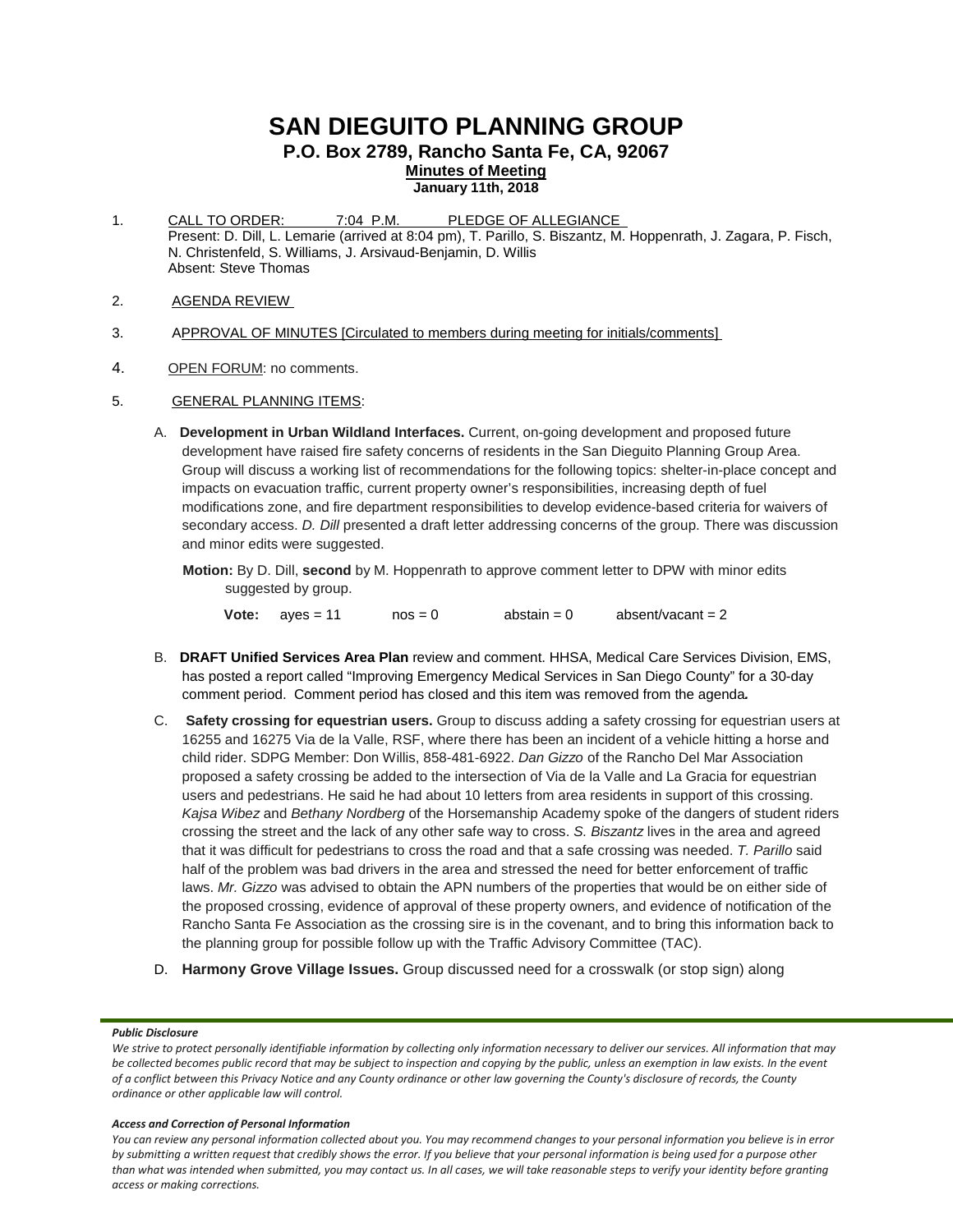# SAN DIEGUITO PLANNING GROUP

## P.O. Box 2789, Rancho Santa Fe, CA, 92067

**Minutes of Meeting**

**January 11th, 2018**

1. CALL TO ORDER: 7:04 P.M. PLEDGE OF ALLEGIANCE
   Present: D. Dill, L. Lemarie (arrived at 8:04 pm), T. Parillo, S. Biszantz, M. Hoppenrath, J. Zagara, P. Fisch, N. Christenfeld, S. Williams, J. Arsivaud-Benjamin, D. Willis
   Absent: Steve Thomas

2. AGENDA REVIEW

3. APPROVAL OF MINUTES [Circulated to members during meeting for initials/comments]

4. OPEN FORUM: no comments.

5. GENERAL PLANNING ITEMS:

   A. **Development in Urban Wildland Interfaces.** Current, on-going development and proposed future development have raised fire safety concerns of residents in the San Dieguito Planning Group Area. Group will discuss a working list of recommendations for the following topics: shelter-in-place concept and impacts on evacuation traffic, current property owner's responsibilities, increasing depth of fuel modifications zone, and fire department responsibilities to develop evidence-based criteria for waivers of secondary access. *D. Dill* presented a draft letter addressing concerns of the group. There was discussion and minor edits were suggested.

      **Motion:** By D. Dill, **second** by M. Hoppenrath to approve comment letter to DPW with minor edits suggested by group.

      **Vote:** ayes = 11 nos = 0 abstain = 0 absent/vacant = 2

   B. **DRAFT Unified Services Area Plan** review and comment. HHSA, Medical Care Services Division, EMS, has posted a report called "Improving Emergency Medical Services in San Diego County" for a 30-day comment period. Comment period has closed and this item was removed from the agenda*.*

   C. **Safety crossing for equestrian users.** Group to discuss adding a safety crossing for equestrian users at 16255 and 16275 Via de la Valle, RSF, where there has been an incident of a vehicle hitting a horse and child rider. SDPG Member: Don Willis, 858-481-6922. *Dan Gizzo* of the Rancho Del Mar Association proposed a safety crossing be added to the intersection of Via de la Valle and La Gracia for equestrian users and pedestrians. He said he had about 10 letters from area residents in support of this crossing. *Kajsa Wibez* and *Bethany Nordberg* of the Horsemanship Academy spoke of the dangers of student riders crossing the street and the lack of any other safe way to cross. *S. Biszantz* lives in the area and agreed that it was difficult for pedestrians to cross the road and that a safe crossing was needed. *T. Parillo* said half of the problem was bad drivers in the area and stressed the need for better enforcement of traffic laws. *Mr. Gizzo* was advised to obtain the APN numbers of the properties that would be on either side of the proposed crossing, evidence of approval of these property owners, and evidence of notification of the Rancho Santa Fe Association as the crossing sire is in the covenant, and to bring this information back to the planning group for possible follow up with the Traffic Advisory Committee (TAC).

   D. **Harmony Grove Village Issues.** Group discussed need for a crosswalk (or stop sign) along

***Public Disclosure***

*We strive to protect personally identifiable information by collecting only information necessary to deliver our services. All information that may be collected becomes public record that may be subject to inspection and copying by the public, unless an exemption in law exists. In the event of a conflict between this Privacy Notice and any County ordinance or other law governing the County's disclosure of records, the County ordinance or other applicable law will control.*

***Access and Correction of Personal Information***

*You can review any personal information collected about you. You may recommend changes to your personal information you believe is in error by submitting a written request that credibly shows the error. If you believe that your personal information is being used for a purpose other than what was intended when submitted, you may contact us. In all cases, we will take reasonable steps to verify your identity before granting access or making corrections.*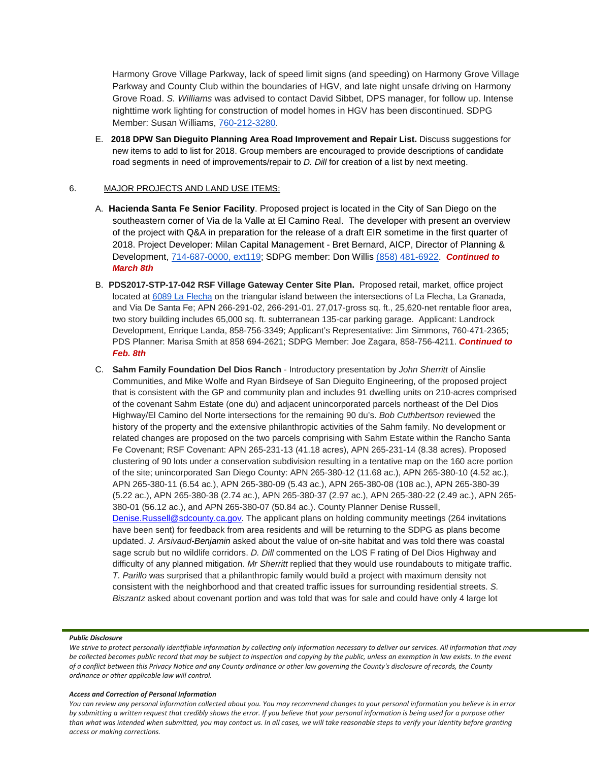Harmony Grove Village Parkway, lack of speed limit signs (and speeding) on Harmony Grove Village Parkway and County Club within the boundaries of HGV, and late night unsafe driving on Harmony Grove Road. *S. Williams* was advised to contact David Sibbet, DPS manager, for follow up. Intense nighttime work lighting for construction of model homes in HGV has been discontinued. SDPG Member: Susan Williams, 760-212-3280.

E. **2018 DPW San Dieguito Planning Area Road Improvement and Repair List.** Discuss suggestions for new items to add to list for 2018. Group members are encouraged to provide descriptions of candidate road segments in need of improvements/repair to *D. Dill* for creation of a list by next meeting.

6. MAJOR PROJECTS AND LAND USE ITEMS:

A. **Hacienda Santa Fe Senior Facility**. Proposed project is located in the City of San Diego on the southeastern corner of Via de la Valle at El Camino Real. The developer with present an overview of the project with Q&A in preparation for the release of a draft EIR sometime in the first quarter of 2018. Project Developer: Milan Capital Management - Bret Bernard, AICP, Director of Planning & Development, 714-687-0000, ext119; SDPG member: Don Willis (858) 481-6922. ***Continued to March 8th***

B. **PDS2017-STP-17-042 RSF Village Gateway Center Site Plan.** Proposed retail, market, office project located at 6089 La Flecha on the triangular island between the intersections of La Flecha, La Granada, and Via De Santa Fe; APN 266-291-02, 266-291-01. 27,017-gross sq. ft., 25,620-net rentable floor area, two story building includes 65,000 sq. ft. subterranean 135-car parking garage. Applicant: Landrock Development, Enrique Landa, 858-756-3349; Applicant's Representative: Jim Simmons, 760-471-2365; PDS Planner: Marisa Smith at 858 694-2621; SDPG Member: Joe Zagara, 858-756-4211. ***Continued to Feb. 8th***

C. **Sahm Family Foundation Del Dios Ranch** - Introductory presentation by *John Sherritt* of Ainslie Communities, and Mike Wolfe and Ryan Birdseye of San Dieguito Engineering, of the proposed project that is consistent with the GP and community plan and includes 91 dwelling units on 210-acres comprised of the covenant Sahm Estate (one du) and adjacent unincorporated parcels northeast of the Del Dios Highway/El Camino del Norte intersections for the remaining 90 du's. *Bob Cuthbertson* reviewed the history of the property and the extensive philanthropic activities of the Sahm family. No development or related changes are proposed on the two parcels comprising with Sahm Estate within the Rancho Santa Fe Covenant; RSF Covenant: APN 265-231-13 (41.18 acres), APN 265-231-14 (8.38 acres). Proposed clustering of 90 lots under a conservation subdivision resulting in a tentative map on the 160 acre portion of the site; unincorporated San Diego County: APN 265-380-12 (11.68 ac.), APN 265-380-10 (4.52 ac.), APN 265-380-11 (6.54 ac.), APN 265-380-09 (5.43 ac.), APN 265-380-08 (108 ac.), APN 265-380-39 (5.22 ac.), APN 265-380-38 (2.74 ac.), APN 265-380-37 (2.97 ac.), APN 265-380-22 (2.49 ac.), APN 265-380-01 (56.12 ac.), and APN 265-380-07 (50.84 ac.). County Planner Denise Russell, Denise.Russell@sdcounty.ca.gov. The applicant plans on holding community meetings (264 invitations have been sent) for feedback from area residents and will be returning to the SDPG as plans become updated. *J. Arsivaud-Benjamin* asked about the value of on-site habitat and was told there was coastal sage scrub but no wildlife corridors. *D. Dill* commented on the LOS F rating of Del Dios Highway and difficulty of any planned mitigation. *Mr Sherritt* replied that they would use roundabouts to mitigate traffic. *T. Parillo* was surprised that a philanthropic family would build a project with maximum density not consistent with the neighborhood and that created traffic issues for surrounding residential streets. *S. Biszantz* asked about covenant portion and was told that was for sale and could have only 4 large lot

***Public Disclosure***

*We strive to protect personally identifiable information by collecting only information necessary to deliver our services. All information that may be collected becomes public record that may be subject to inspection and copying by the public, unless an exemption in law exists. In the event of a conflict between this Privacy Notice and any County ordinance or other law governing the County's disclosure of records, the County ordinance or other applicable law will control.*

***Access and Correction of Personal Information***

*You can review any personal information collected about you. You may recommend changes to your personal information you believe is in error by submitting a written request that credibly shows the error. If you believe that your personal information is being used for a purpose other than what was intended when submitted, you may contact us. In all cases, we will take reasonable steps to verify your identity before granting access or making corrections.*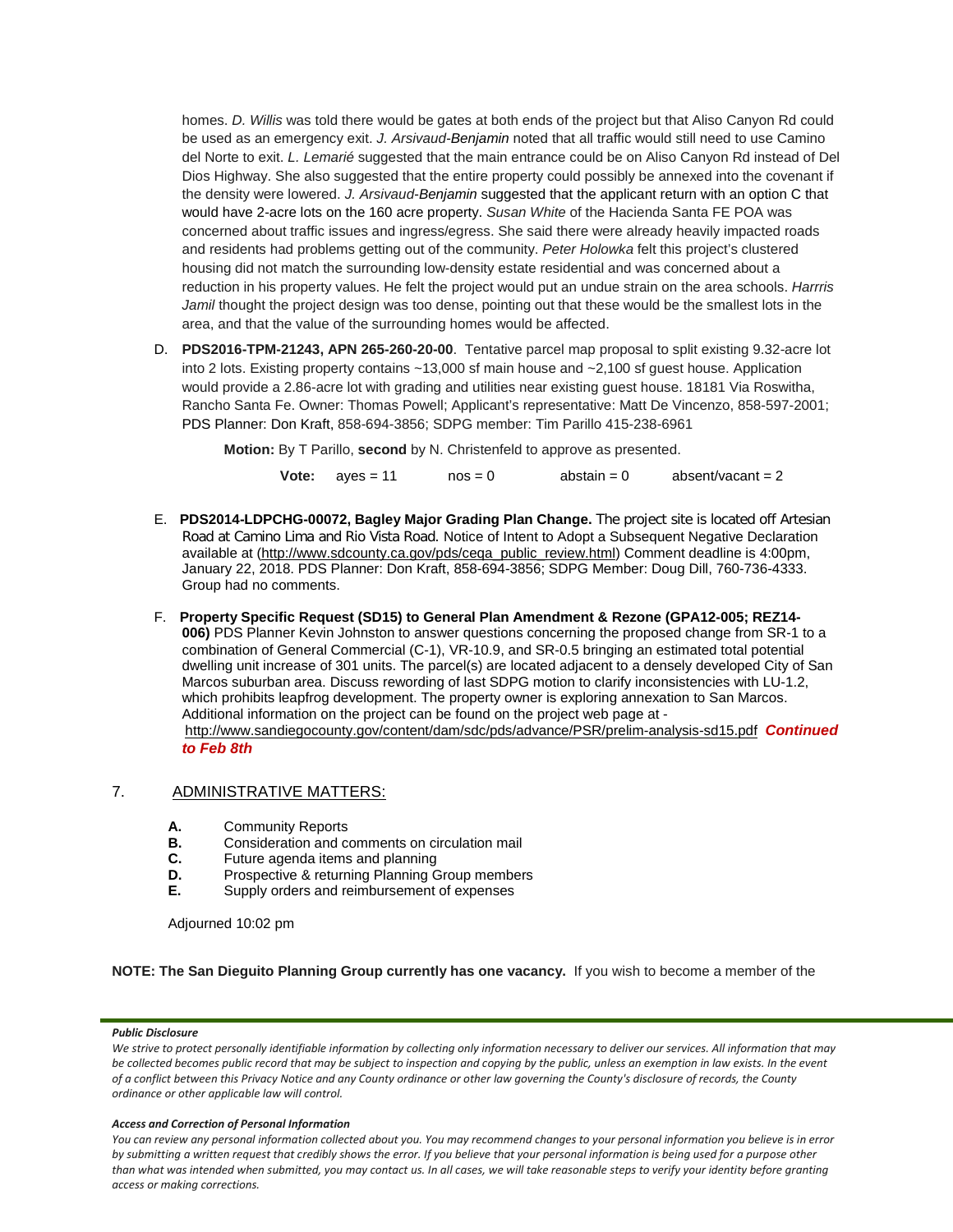homes. *D. Willis* was told there would be gates at both ends of the project but that Aliso Canyon Rd could be used as an emergency exit. *J. Arsivaud-Benjamin* noted that all traffic would still need to use Camino del Norte to exit. *L. Lemarié* suggested that the main entrance could be on Aliso Canyon Rd instead of Del Dios Highway. She also suggested that the entire property could possibly be annexed into the covenant if the density were lowered. *J. Arsivaud-Benjamin* suggested that the applicant return with an option C that would have 2-acre lots on the 160 acre property. *Susan White* of the Hacienda Santa FE POA was concerned about traffic issues and ingress/egress. She said there were already heavily impacted roads and residents had problems getting out of the community. *Peter Holowka* felt this project's clustered housing did not match the surrounding low-density estate residential and was concerned about a reduction in his property values. He felt the project would put an undue strain on the area schools. *Harrris Jamil* thought the project design was too dense, pointing out that these would be the smallest lots in the area, and that the value of the surrounding homes would be affected.

D. **PDS2016-TPM-21243, APN 265-260-20-00**. Tentative parcel map proposal to split existing 9.32-acre lot into 2 lots. Existing property contains ~13,000 sf main house and ~2,100 sf guest house. Application would provide a 2.86-acre lot with grading and utilities near existing guest house. 18181 Via Roswitha, Rancho Santa Fe. Owner: Thomas Powell; Applicant's representative: Matt De Vincenzo, 858-597-2001; PDS Planner: Don Kraft, 858-694-3856; SDPG member: Tim Parillo 415-238-6961

   **Motion:** By T Parillo, **second** by N. Christenfeld to approve as presented.

   **Vote:** ayes = 11 nos = 0 abstain = 0 absent/vacant = 2

E. **PDS2014-LDPCHG-00072, Bagley Major Grading Plan Change.** The project site is located off Artesian Road at Camino Lima and Rio Vista Road. Notice of Intent to Adopt a Subsequent Negative Declaration available at (http://www.sdcounty.ca.gov/pds/ceqa_public_review.html) Comment deadline is 4:00pm, January 22, 2018. PDS Planner: Don Kraft, 858-694-3856; SDPG Member: Doug Dill, 760-736-4333. Group had no comments.

F. **Property Specific Request (SD15) to General Plan Amendment & Rezone (GPA12-005; REZ14-006)** PDS Planner Kevin Johnston to answer questions concerning the proposed change from SR-1 to a combination of General Commercial (C-1), VR-10.9, and SR-0.5 bringing an estimated total potential dwelling unit increase of 301 units. The parcel(s) are located adjacent to a densely developed City of San Marcos suburban area. Discuss rewording of last SDPG motion to clarify inconsistencies with LU-1.2, which prohibits leapfrog development. The property owner is exploring annexation to San Marcos. Additional information on the project can be found on the project web page at - http://www.sandiegocounty.gov/content/dam/sdc/pds/advance/PSR/prelim-analysis-sd15.pdf ***Continued to Feb 8th***

## 7. ADMINISTRATIVE MATTERS:

**A.** Community Reports
**B.** Consideration and comments on circulation mail
**C.** Future agenda items and planning
**D.** Prospective & returning Planning Group members
**E.** Supply orders and reimbursement of expenses

Adjourned 10:02 pm

**NOTE: The San Dieguito Planning Group currently has one vacancy.** If you wish to become a member of the

***Public Disclosure***

*We strive to protect personally identifiable information by collecting only information necessary to deliver our services. All information that may be collected becomes public record that may be subject to inspection and copying by the public, unless an exemption in law exists. In the event of a conflict between this Privacy Notice and any County ordinance or other law governing the County's disclosure of records, the County ordinance or other applicable law will control.*

***Access and Correction of Personal Information***

*You can review any personal information collected about you. You may recommend changes to your personal information you believe is in error by submitting a written request that credibly shows the error. If you believe that your personal information is being used for a purpose other than what was intended when submitted, you may contact us. In all cases, we will take reasonable steps to verify your identity before granting access or making corrections.*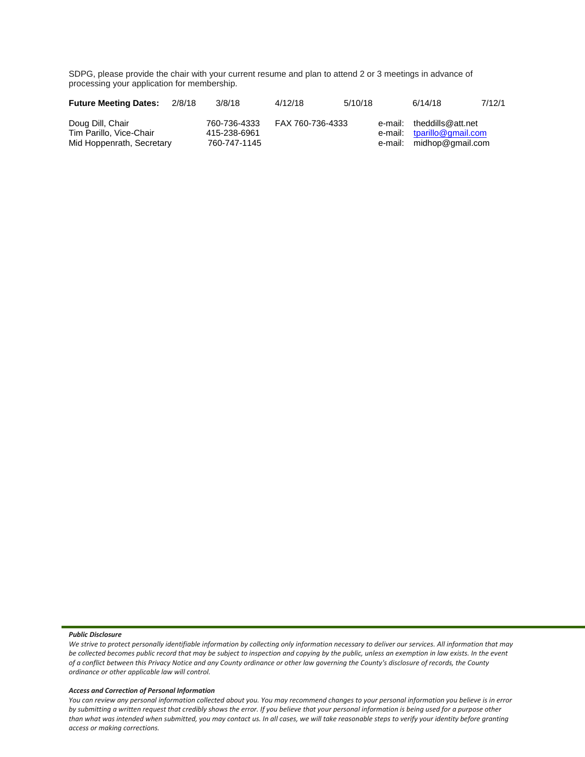SDPG, please provide the chair with your current resume and plan to attend 2 or 3 meetings in advance of processing your application for membership.

| **Future Meeting Dates:** | 2/8/18 | 3/8/18 | 4/12/18 | 5/10/18 | 6/14/18 | 7/12/1 |
|---|---|---|---|---|---|---|

| | | | |
|---|---|---|---|
| Doug Dill, Chair | 760-736-4333 | FAX 760-736-4333 | e-mail: theddills@att.net |
| Tim Parillo, Vice-Chair | 415-238-6961 | | e-mail: tparillo@gmail.com |
| Mid Hoppenrath, Secretary | 760-747-1145 | | e-mail: midhop@gmail.com |

***Public Disclosure***

*We strive to protect personally identifiable information by collecting only information necessary to deliver our services. All information that may be collected becomes public record that may be subject to inspection and copying by the public, unless an exemption in law exists. In the event of a conflict between this Privacy Notice and any County ordinance or other law governing the County's disclosure of records, the County ordinance or other applicable law will control.*

***Access and Correction of Personal Information***

*You can review any personal information collected about you. You may recommend changes to your personal information you believe is in error by submitting a written request that credibly shows the error. If you believe that your personal information is being used for a purpose other than what was intended when submitted, you may contact us. In all cases, we will take reasonable steps to verify your identity before granting access or making corrections.*